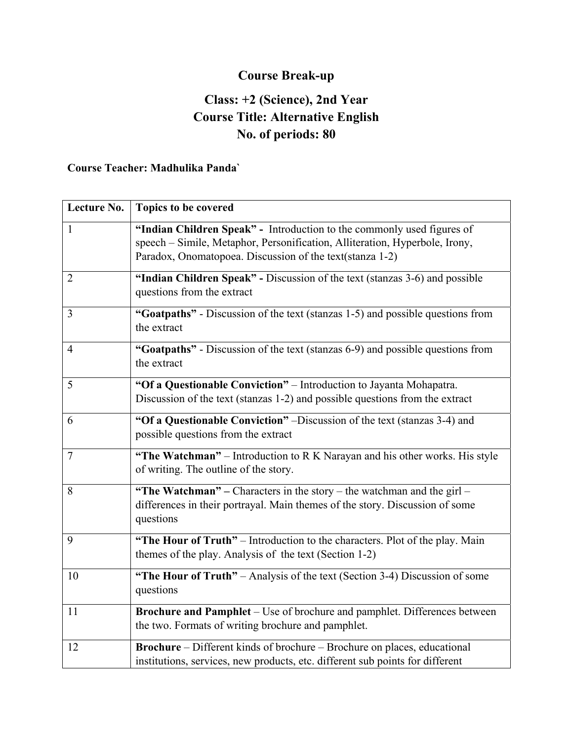# Course Break-up

## Class: +2 (Science), 2nd Year
## Course Title: Alternative English
## No. of periods: 80

**Course Teacher: Madhulika Panda`**

| Lecture No. | Topics to be covered |
|---|---|
| 1 | **"Indian Children Speak" -** Introduction to the commonly used figures of speech – Simile, Metaphor, Personification, Alliteration, Hyperbole, Irony, Paradox, Onomatopoea. Discussion of the text(stanza 1-2) |
| 2 | **"Indian Children Speak" -** Discussion of the text (stanzas 3-6) and possible questions from the extract |
| 3 | **"Goatpaths"** - Discussion of the text (stanzas 1-5) and possible questions from the extract |
| 4 | **"Goatpaths"** - Discussion of the text (stanzas 6-9) and possible questions from the extract |
| 5 | **"Of a Questionable Conviction"** – Introduction to Jayanta Mohapatra. Discussion of the text (stanzas 1-2) and possible questions from the extract |
| 6 | **"Of a Questionable Conviction"** –Discussion of the text (stanzas 3-4) and possible questions from the extract |
| 7 | **"The Watchman"** – Introduction to R K Narayan and his other works. His style of writing. The outline of the story. |
| 8 | **"The Watchman" –** Characters in the story – the watchman and the girl – differences in their portrayal. Main themes of the story. Discussion of some questions |
| 9 | **"The Hour of Truth"** – Introduction to the characters. Plot of the play. Main themes of the play. Analysis of the text (Section 1-2) |
| 10 | **"The Hour of Truth"** – Analysis of the text (Section 3-4) Discussion of some questions |
| 11 | **Brochure and Pamphlet** – Use of brochure and pamphlet. Differences between the two. Formats of writing brochure and pamphlet. |
| 12 | **Brochure** – Different kinds of brochure – Brochure on places, educational institutions, services, new products, etc. different sub points for different |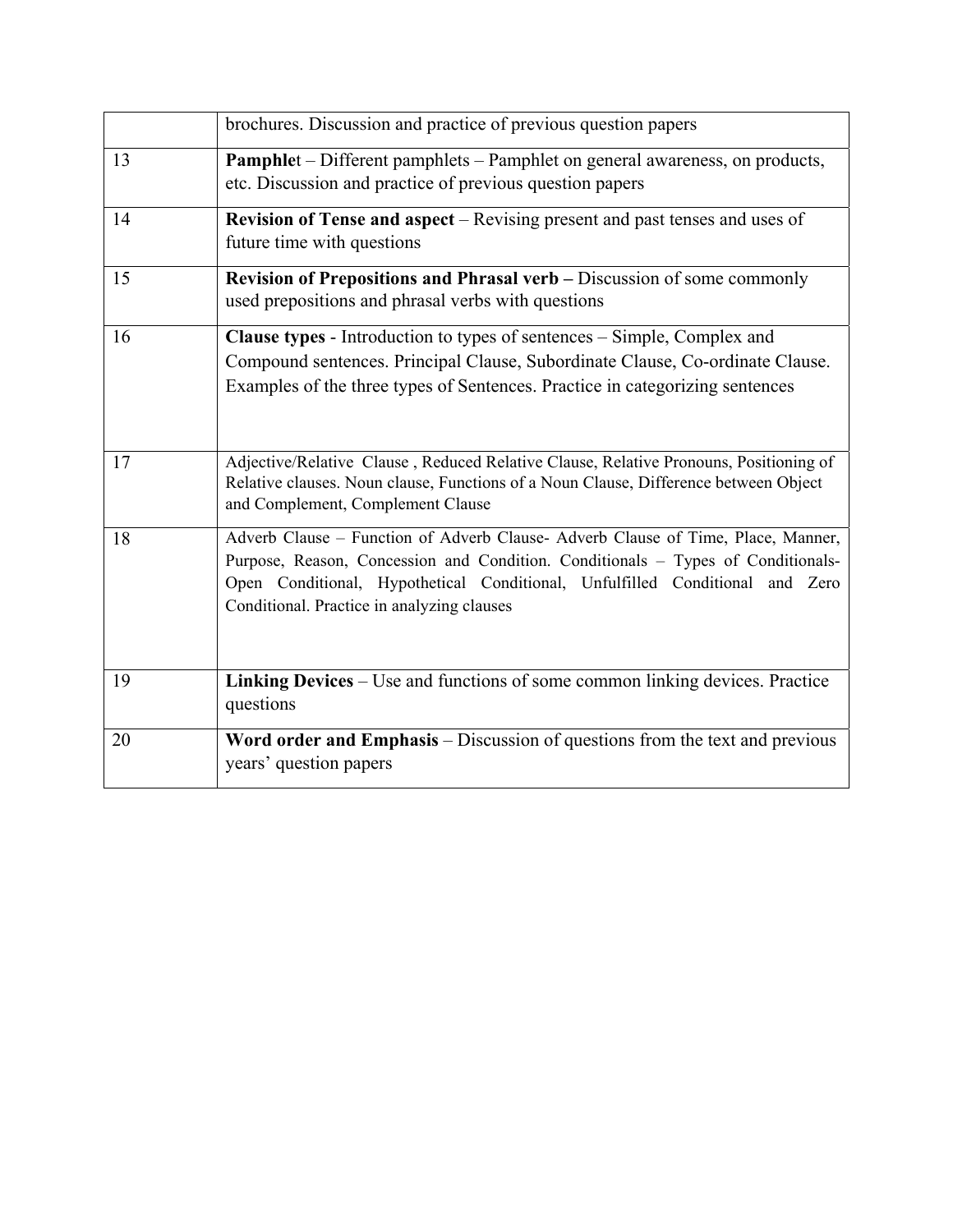| | |
|---|---|
| | brochures. Discussion and practice of previous question papers |
| 13 | **Pamphle**t – Different pamphlets – Pamphlet on general awareness, on products, etc. Discussion and practice of previous question papers |
| 14 | **Revision of Tense and aspect** – Revising present and past tenses and uses of future time with questions |
| 15 | **Revision of Prepositions and Phrasal verb –** Discussion of some commonly used prepositions and phrasal verbs with questions |
| 16 | **Clause types** - Introduction to types of sentences – Simple, Complex and Compound sentences. Principal Clause, Subordinate Clause, Co-ordinate Clause. Examples of the three types of Sentences. Practice in categorizing sentences |
| 17 | Adjective/Relative Clause , Reduced Relative Clause, Relative Pronouns, Positioning of Relative clauses. Noun clause, Functions of a Noun Clause, Difference between Object and Complement, Complement Clause |
| 18 | Adverb Clause – Function of Adverb Clause- Adverb Clause of Time, Place, Manner, Purpose, Reason, Concession and Condition. Conditionals – Types of Conditionals- Open Conditional, Hypothetical Conditional, Unfulfilled Conditional and Zero Conditional. Practice in analyzing clauses |
| 19 | **Linking Devices** – Use and functions of some common linking devices. Practice questions |
| 20 | **Word order and Emphasis** – Discussion of questions from the text and previous years' question papers |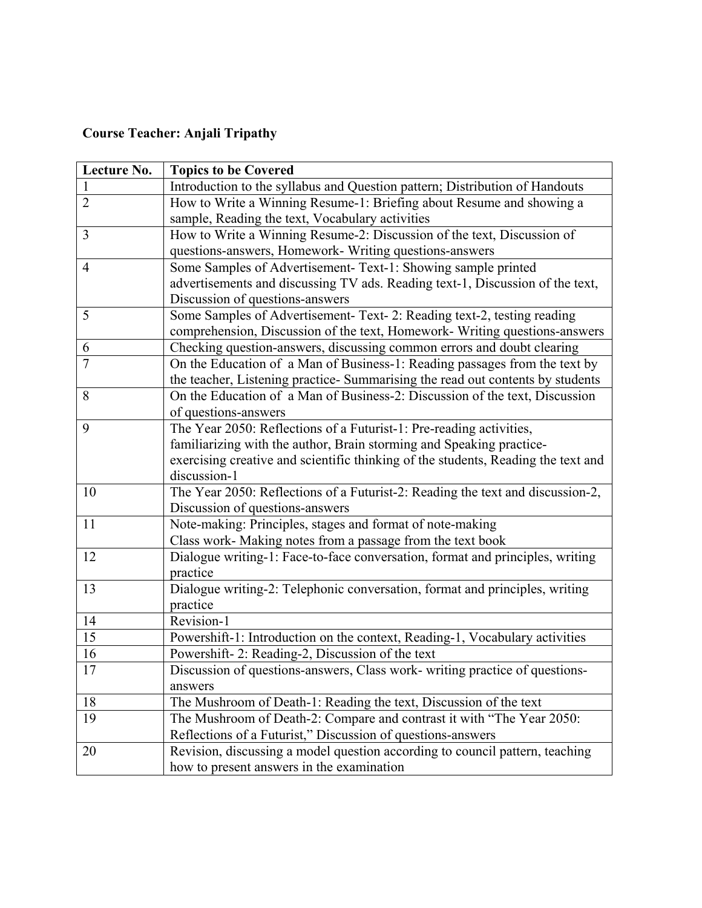**Course Teacher: Anjali Tripathy**

| Lecture No. | Topics to be Covered |
|---|---|
| 1 | Introduction to the syllabus and Question pattern; Distribution of Handouts |
| 2 | How to Write a Winning Resume-1: Briefing about Resume and showing a sample, Reading the text, Vocabulary activities |
| 3 | How to Write a Winning Resume-2: Discussion of the text, Discussion of questions-answers, Homework- Writing questions-answers |
| 4 | Some Samples of Advertisement- Text-1: Showing sample printed advertisements and discussing TV ads. Reading text-1, Discussion of the text, Discussion of questions-answers |
| 5 | Some Samples of Advertisement- Text- 2: Reading text-2, testing reading comprehension, Discussion of the text, Homework- Writing questions-answers |
| 6 | Checking question-answers, discussing common errors and doubt clearing |
| 7 | On the Education of a Man of Business-1: Reading passages from the text by the teacher, Listening practice- Summarising the read out contents by students |
| 8 | On the Education of a Man of Business-2: Discussion of the text, Discussion of questions-answers |
| 9 | The Year 2050: Reflections of a Futurist-1: Pre-reading activities, familiarizing with the author, Brain storming and Speaking practice- exercising creative and scientific thinking of the students, Reading the text and discussion-1 |
| 10 | The Year 2050: Reflections of a Futurist-2: Reading the text and discussion-2, Discussion of questions-answers |
| 11 | Note-making: Principles, stages and format of note-making<br>Class work- Making notes from a passage from the text book |
| 12 | Dialogue writing-1: Face-to-face conversation, format and principles, writing practice |
| 13 | Dialogue writing-2: Telephonic conversation, format and principles, writing practice |
| 14 | Revision-1 |
| 15 | Powershift-1: Introduction on the context, Reading-1, Vocabulary activities |
| 16 | Powershift- 2: Reading-2, Discussion of the text |
| 17 | Discussion of questions-answers, Class work- writing practice of questions-answers |
| 18 | The Mushroom of Death-1: Reading the text, Discussion of the text |
| 19 | The Mushroom of Death-2: Compare and contrast it with "The Year 2050: Reflections of a Futurist," Discussion of questions-answers |
| 20 | Revision, discussing a model question according to council pattern, teaching how to present answers in the examination |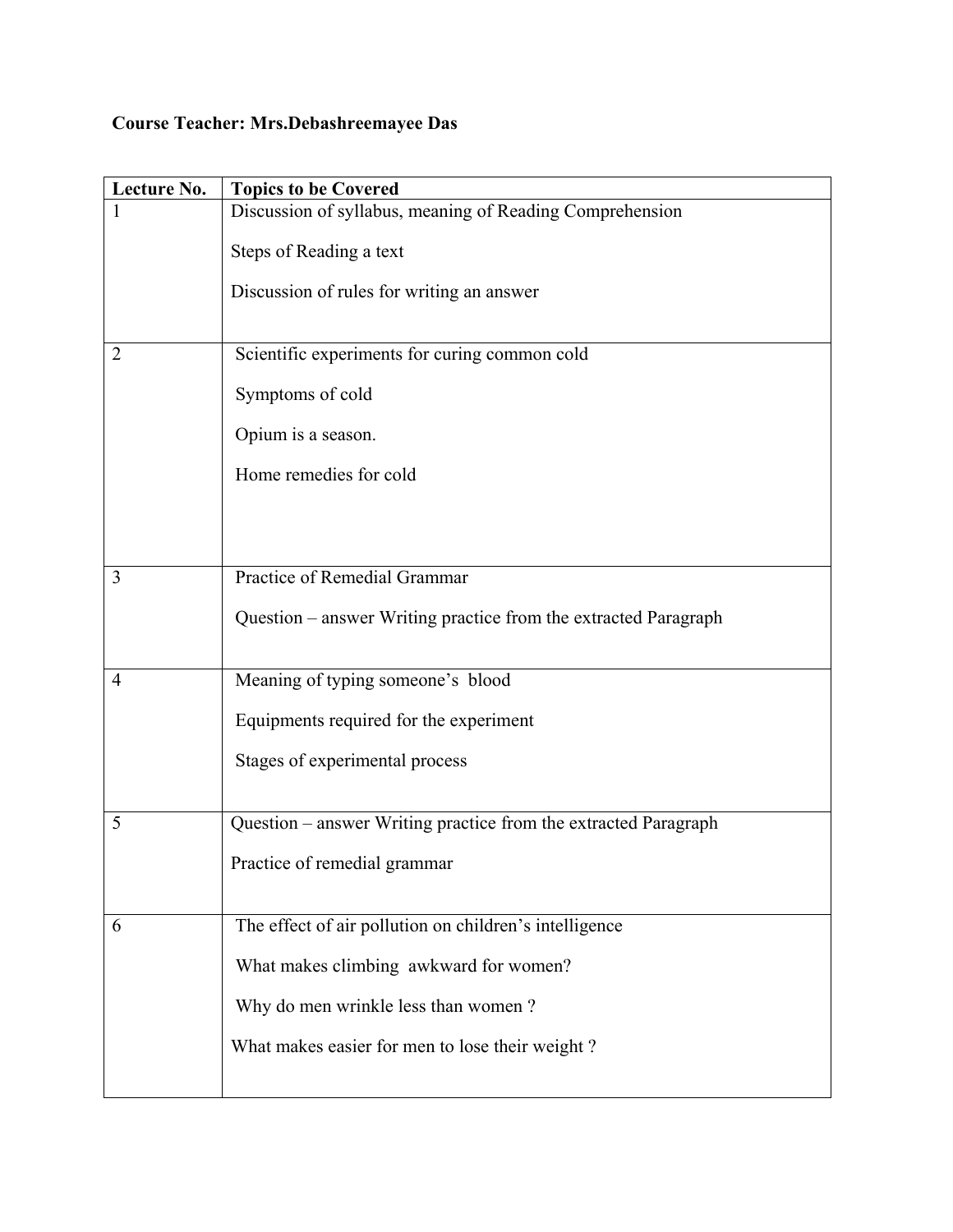**Course Teacher: Mrs.Debashreemayee Das**

| Lecture No. | Topics to be Covered |
|---|---|
| 1 | Discussion of syllabus, meaning of Reading Comprehension<br><br>Steps of Reading a text<br><br>Discussion of rules for writing an answer |
| 2 | Scientific experiments for curing common cold<br><br>Symptoms of cold<br><br>Opium is a season.<br><br>Home remedies for cold |
| 3 | Practice of Remedial Grammar<br><br>Question – answer Writing practice from the extracted Paragraph |
| 4 | Meaning of typing someone's blood<br><br>Equipments required for the experiment<br><br>Stages of experimental process |
| 5 | Question – answer Writing practice from the extracted Paragraph<br><br>Practice of remedial grammar |
| 6 | The effect of air pollution on children's intelligence<br><br>What makes climbing awkward for women?<br><br>Why do men wrinkle less than women ?<br><br>What makes easier for men to lose their weight ? |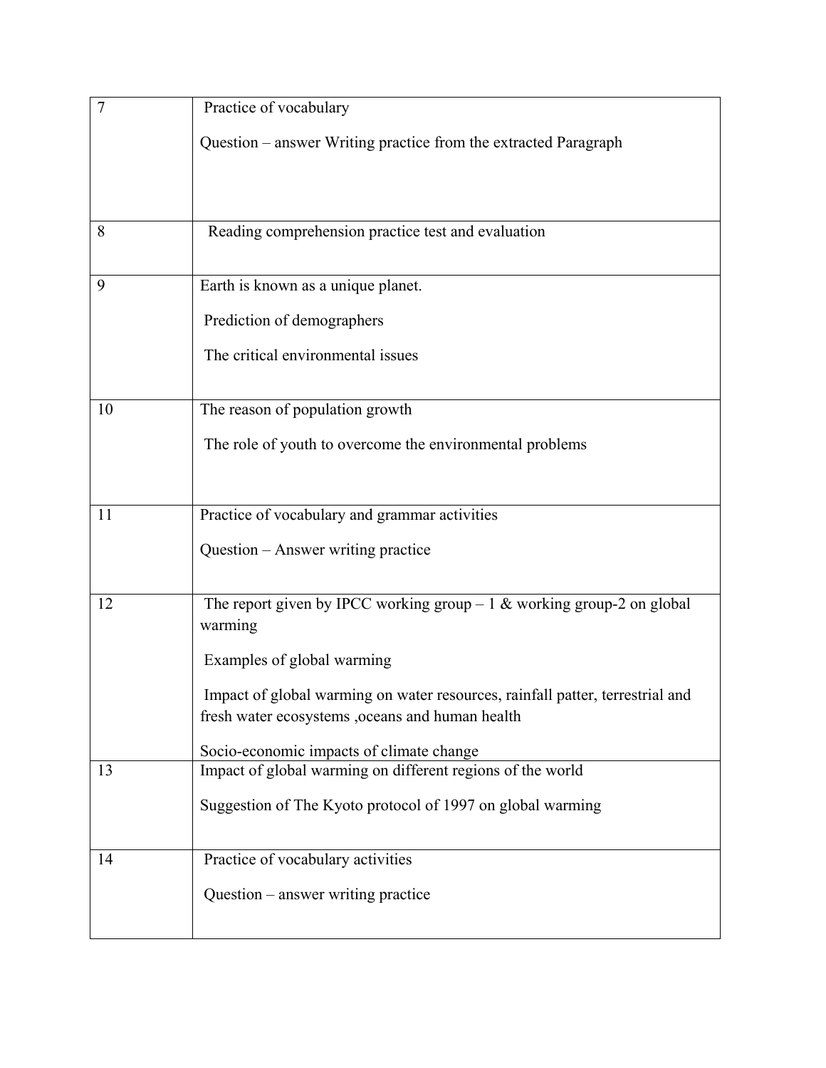| | |
|---|---|
| 7 | Practice of vocabulary<br><br>Question – answer Writing practice from the extracted Paragraph |
| 8 | Reading comprehension practice test and evaluation |
| 9 | Earth is known as a unique planet.<br><br>Prediction of demographers<br><br>The critical environmental issues |
| 10 | The reason of population growth<br><br>The role of youth to overcome the environmental problems |
| 11 | Practice of vocabulary and grammar activities<br><br>Question – Answer writing practice |
| 12 | The report given by IPCC working group – 1 & working group-2 on global warming<br><br>Examples of global warming<br><br>Impact of global warming on water resources, rainfall patter, terrestrial and fresh water ecosystems ,oceans and human health<br><br>Socio-economic impacts of climate change |
| 13 | Impact of global warming on different regions of the world<br><br>Suggestion of The Kyoto protocol of 1997 on global warming |
| 14 | Practice of vocabulary activities<br><br>Question – answer writing practice |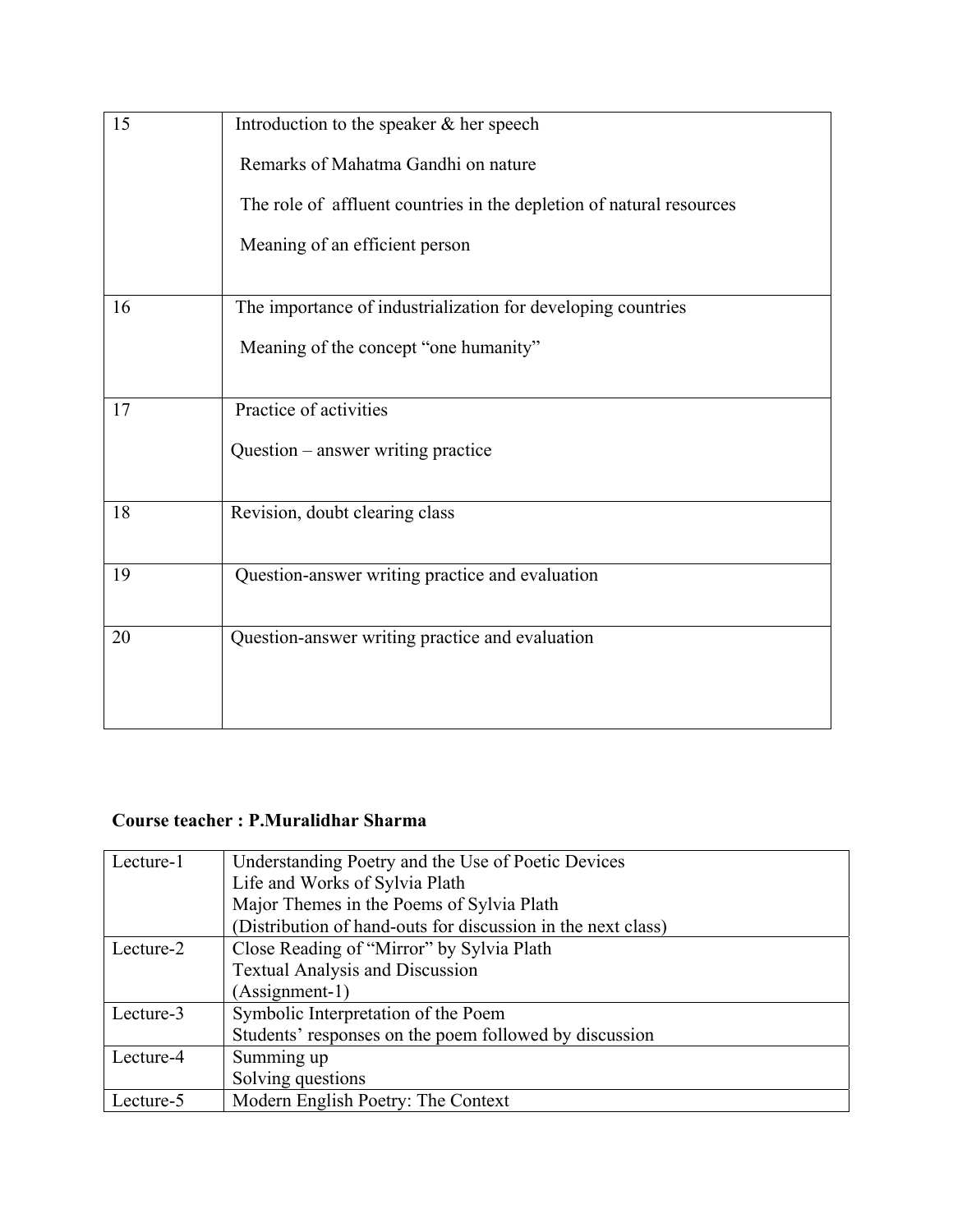| | |
|---|---|
| 15 | Introduction to the speaker & her speech<br>Remarks of Mahatma Gandhi on nature<br>The role of affluent countries in the depletion of natural resources<br>Meaning of an efficient person |
| 16 | The importance of industrialization for developing countries<br>Meaning of the concept “one humanity” |
| 17 | Practice of activities<br>Question – answer writing practice |
| 18 | Revision, doubt clearing class |
| 19 | Question-answer writing practice and evaluation |
| 20 | Question-answer writing practice and evaluation |

**Course teacher : P.Muralidhar Sharma**

| | |
|---|---|
| Lecture-1 | Understanding Poetry and the Use of Poetic Devices<br>Life and Works of Sylvia Plath<br>Major Themes in the Poems of Sylvia Plath<br>(Distribution of hand-outs for discussion in the next class) |
| Lecture-2 | Close Reading of “Mirror” by Sylvia Plath<br>Textual Analysis and Discussion<br>(Assignment-1) |
| Lecture-3 | Symbolic Interpretation of the Poem<br>Students’ responses on the poem followed by discussion |
| Lecture-4 | Summing up<br>Solving questions |
| Lecture-5 | Modern English Poetry: The Context |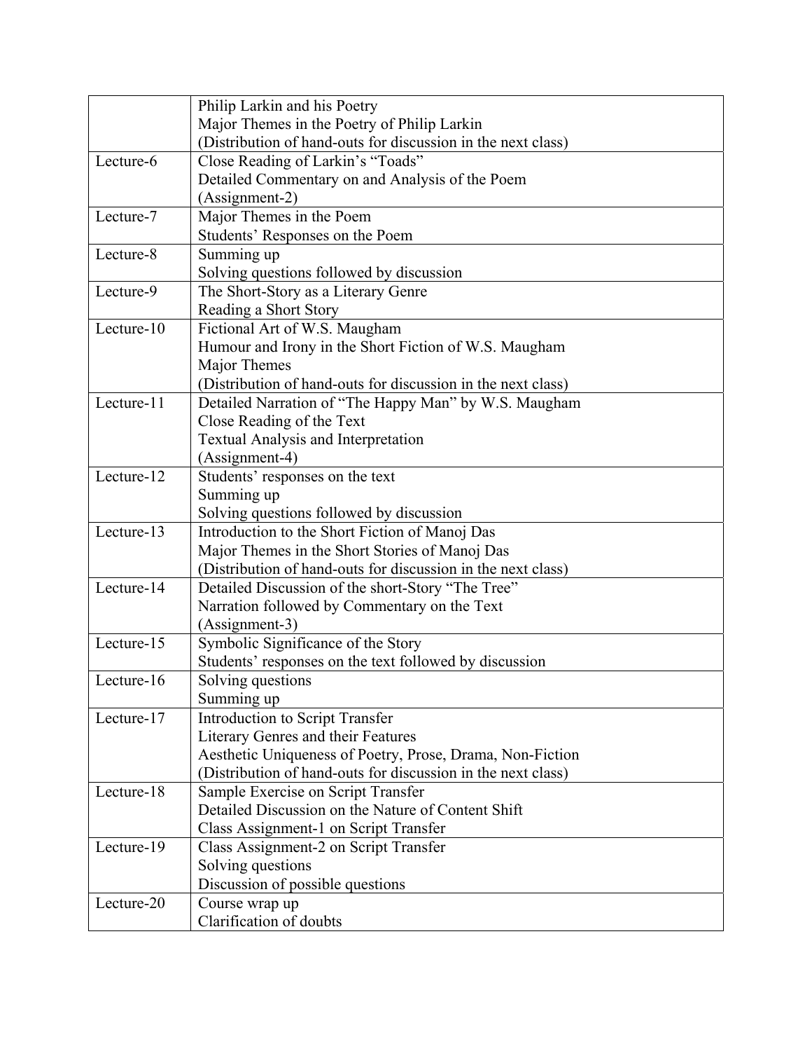| | |
|---|---|
| | Philip Larkin and his Poetry<br>Major Themes in the Poetry of Philip Larkin<br>(Distribution of hand-outs for discussion in the next class) |
| Lecture-6 | Close Reading of Larkin's "Toads"<br>Detailed Commentary on and Analysis of the Poem<br>(Assignment-2) |
| Lecture-7 | Major Themes in the Poem<br>Students' Responses on the Poem |
| Lecture-8 | Summing up<br>Solving questions followed by discussion |
| Lecture-9 | The Short-Story as a Literary Genre<br>Reading a Short Story |
| Lecture-10 | Fictional Art of W.S. Maugham<br>Humour and Irony in the Short Fiction of W.S. Maugham<br>Major Themes<br>(Distribution of hand-outs for discussion in the next class) |
| Lecture-11 | Detailed Narration of "The Happy Man" by W.S. Maugham<br>Close Reading of the Text<br>Textual Analysis and Interpretation<br>(Assignment-4) |
| Lecture-12 | Students' responses on the text<br>Summing up<br>Solving questions followed by discussion |
| Lecture-13 | Introduction to the Short Fiction of Manoj Das<br>Major Themes in the Short Stories of Manoj Das<br>(Distribution of hand-outs for discussion in the next class) |
| Lecture-14 | Detailed Discussion of the short-Story "The Tree"<br>Narration followed by Commentary on the Text<br>(Assignment-3) |
| Lecture-15 | Symbolic Significance of the Story<br>Students' responses on the text followed by discussion |
| Lecture-16 | Solving questions<br>Summing up |
| Lecture-17 | Introduction to Script Transfer<br>Literary Genres and their Features<br>Aesthetic Uniqueness of Poetry, Prose, Drama, Non-Fiction<br>(Distribution of hand-outs for discussion in the next class) |
| Lecture-18 | Sample Exercise on Script Transfer<br>Detailed Discussion on the Nature of Content Shift<br>Class Assignment-1 on Script Transfer |
| Lecture-19 | Class Assignment-2 on Script Transfer<br>Solving questions<br>Discussion of possible questions |
| Lecture-20 | Course wrap up<br>Clarification of doubts |